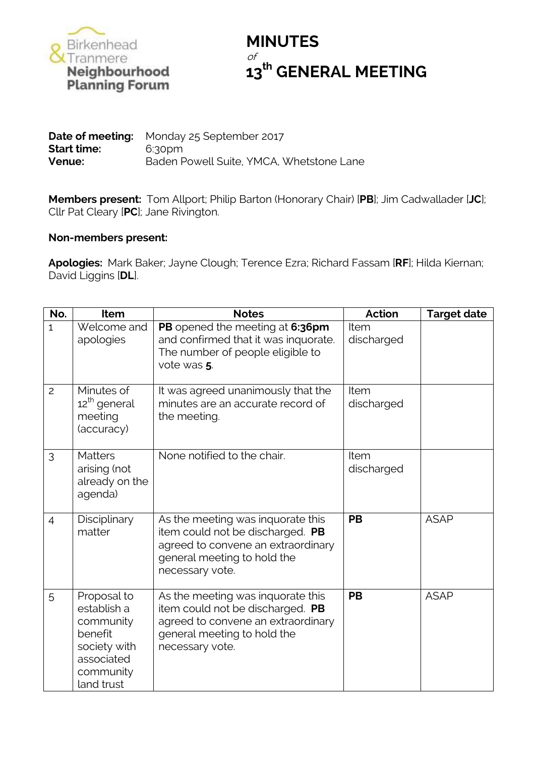Birkenhead & Tranmere **Neighbourhood Planning Forum**

# MINUTES

*of*

# 13th GENERAL MEETING

**Date of meeting:** Monday 25 September 2017
**Start time:** 6:30pm
**Venue:** Baden Powell Suite, YMCA, Whetstone Lane

**Members present:** Tom Allport; Philip Barton (Honorary Chair) [**PB**]; Jim Cadwallader [**JC**]; Cllr Pat Cleary [**PC**]; Jane Rivington.

**Non-members present:**

**Apologies:** Mark Baker; Jayne Clough; Terence Ezra; Richard Fassam [**RF**]; Hilda Kiernan; David Liggins [**DL**].

| No. | Item | Notes | Action | Target date |
|---|---|---|---|---|
| 1 | Welcome and apologies | **PB** opened the meeting at **6:36pm** and confirmed that it was inquorate. The number of people eligible to vote was **5**. | Item discharged | |
| 2 | Minutes of 12th general meeting (accuracy) | It was agreed unanimously that the minutes are an accurate record of the meeting. | Item discharged | |
| 3 | Matters arising (not already on the agenda) | None notified to the chair. | Item discharged | |
| 4 | Disciplinary matter | As the meeting was inquorate this item could not be discharged. **PB** agreed to convene an extraordinary general meeting to hold the necessary vote. | **PB** | ASAP |
| 5 | Proposal to establish a community benefit society with associated community land trust | As the meeting was inquorate this item could not be discharged. **PB** agreed to convene an extraordinary general meeting to hold the necessary vote. | **PB** | ASAP |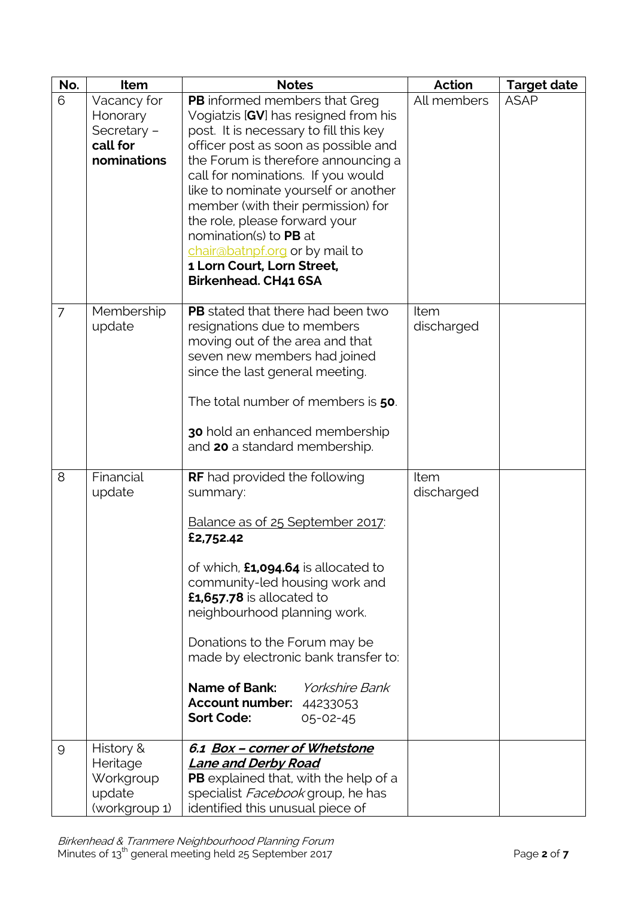| No. | Item | Notes | Action | Target date |
|---|---|---|---|---|
| 6 | Vacancy for Honorary Secretary – **call for nominations** | **PB** informed members that Greg Vogiatzis [**GV**] has resigned from his post. It is necessary to fill this key officer post as soon as possible and the Forum is therefore announcing a call for nominations. If you would like to nominate yourself or another member (with their permission) for the role, please forward your nomination(s) to **PB** at chair@batnpf.org or by mail to **1 Lorn Court, Lorn Street, Birkenhead. CH41 6SA** | All members | ASAP |
| 7 | Membership update | **PB** stated that there had been two resignations due to members moving out of the area and that seven new members had joined since the last general meeting.<br><br>The total number of members is **50**.<br><br>**30** hold an enhanced membership and **20** a standard membership. | Item discharged | |
| 8 | Financial update | **RF** had provided the following summary:<br><br>Balance as of 25 September 2017: **£2,752.42**<br><br>of which, **£1,094.64** is allocated to community-led housing work and **£1,657.78** is allocated to neighbourhood planning work.<br><br>Donations to the Forum may be made by electronic bank transfer to:<br><br>**Name of Bank:** *Yorkshire Bank*<br>**Account number:** 44233053<br>**Sort Code:** 05-02-45 | Item discharged | |
| 9 | History & Heritage Workgroup update (workgroup 1) | ***6.1 Box – corner of Whetstone Lane and Derby Road***<br>**PB** explained that, with the help of a specialist *Facebook* group, he has identified this unusual piece of | | |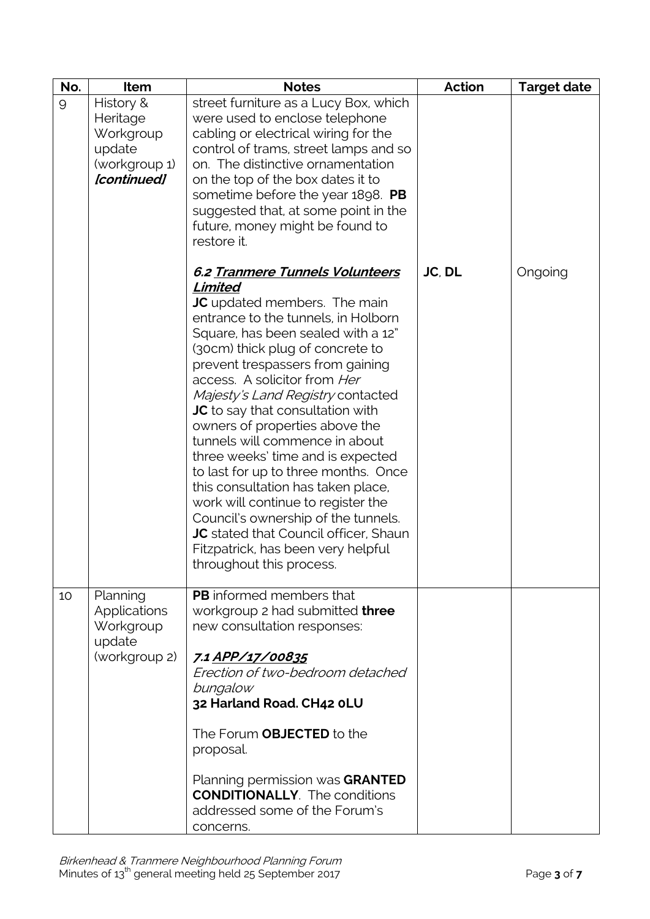| No. | Item | Notes | Action | Target date |
|---|---|---|---|---|
| 9 | History & Heritage Workgroup update (workgroup 1) ***[continued]*** | street furniture as a Lucy Box, which were used to enclose telephone cabling or electrical wiring for the control of trams, street lamps and so on. The distinctive ornamentation on the top of the box dates it to sometime before the year 1898. **PB** suggested that, at some point in the future, money might be found to restore it.<br><br>***6.2 <u>Tranmere Tunnels Volunteers Limited</u>***<br>**JC** updated members. The main entrance to the tunnels, in Holborn Square, has been sealed with a 12" (30cm) thick plug of concrete to prevent trespassers from gaining access. A solicitor from *Her Majesty's Land Registry* contacted **JC** to say that consultation with owners of properties above the tunnels will commence in about three weeks' time and is expected to last for up to three months. Once this consultation has taken place, work will continue to register the Council's ownership of the tunnels. **JC** stated that Council officer, Shaun Fitzpatrick, has been very helpful throughout this process. | **JC**, **DL** | Ongoing |
| 10 | Planning Applications Workgroup update (workgroup 2) | **PB** informed members that workgroup 2 had submitted **three** new consultation responses:<br><br>***7.1 <u>APP/17/00835</u>***<br>*Erection of two-bedroom detached bungalow*<br>**32 Harland Road. CH42 0LU**<br><br>The Forum **OBJECTED** to the proposal.<br><br>Planning permission was **GRANTED CONDITIONALLY**. The conditions addressed some of the Forum's concerns. | | |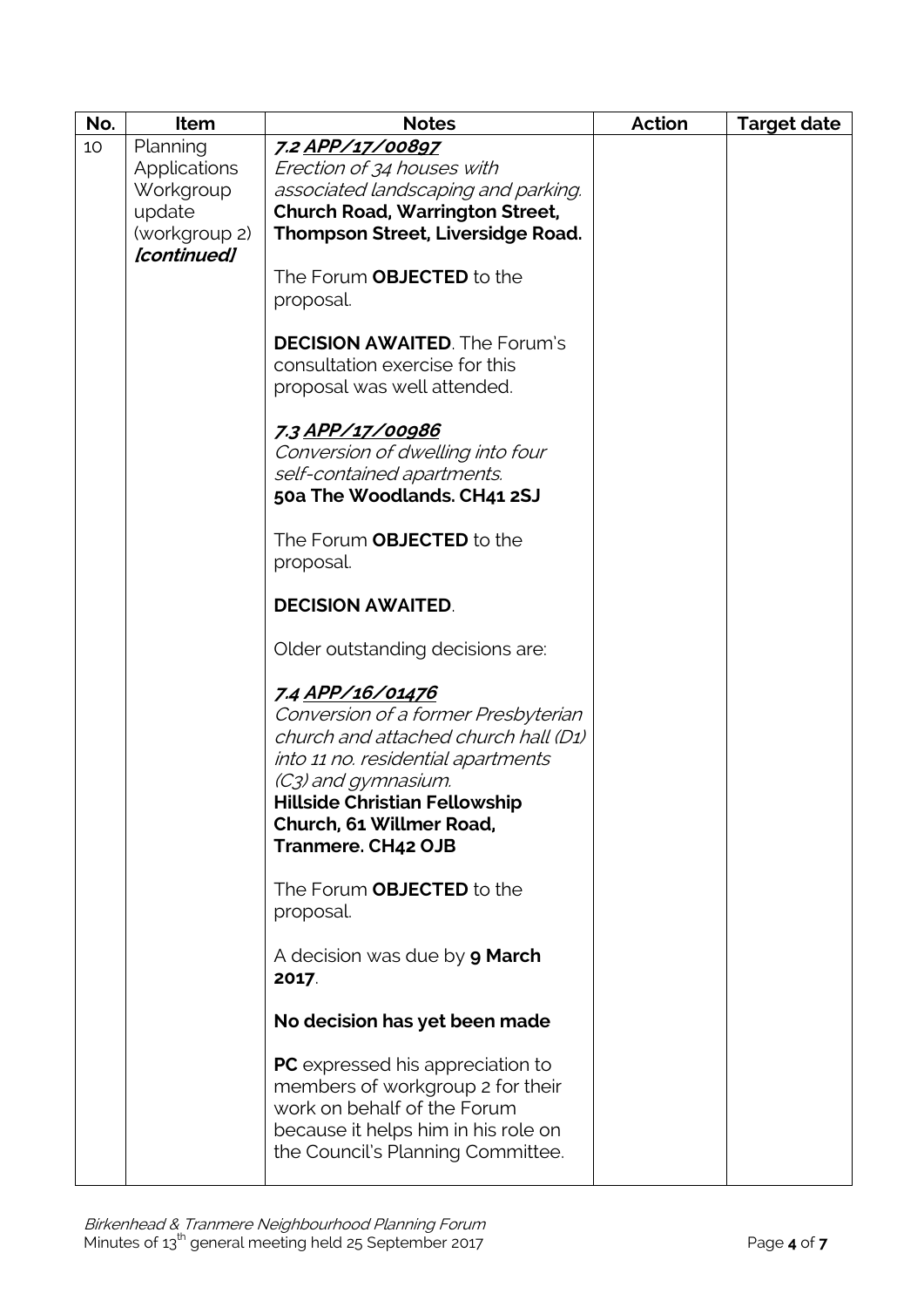| No. | Item | Notes | Action | Target date |
|---|---|---|---|---|
| 10 | Planning Applications Workgroup update (workgroup 2) *[continued]* | ***7.2 <u>APP/17/00897</u>***<br>*Erection of 34 houses with associated landscaping and parking.*<br>**Church Road, Warrington Street, Thompson Street, Liversidge Road.**<br><br>The Forum **OBJECTED** to the proposal.<br><br>**DECISION AWAITED**. The Forum's consultation exercise for this proposal was well attended.<br><br>***7.3 <u>APP/17/00986</u>***<br>*Conversion of dwelling into four self-contained apartments.*<br>**50a The Woodlands. CH41 2SJ**<br><br>The Forum **OBJECTED** to the proposal.<br><br>**DECISION AWAITED**.<br><br>Older outstanding decisions are:<br><br>***7.4 <u>APP/16/01476</u>***<br>*Conversion of a former Presbyterian church and attached church hall (D1) into 11 no. residential apartments (C3) and gymnasium.*<br>**Hillside Christian Fellowship Church, 61 Willmer Road, Tranmere. CH42 OJB**<br><br>The Forum **OBJECTED** to the proposal.<br><br>A decision was due by **9 March 2017**.<br><br>**No decision has yet been made**<br><br>**PC** expressed his appreciation to members of workgroup 2 for their work on behalf of the Forum because it helps him in his role on the Council's Planning Committee. | | |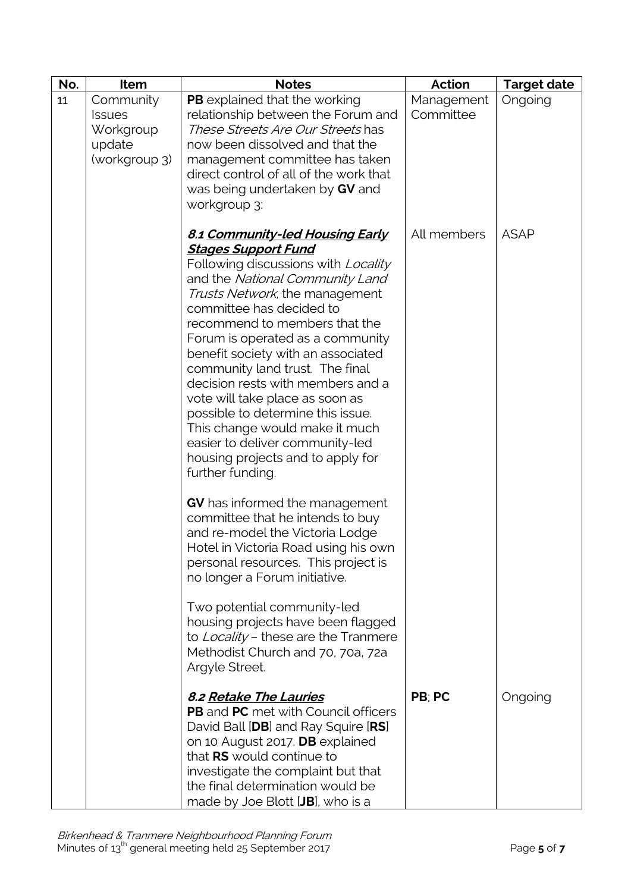| No. | Item | Notes | Action | Target date |
|---|---|---|---|---|
| 11 | Community Issues Workgroup update (workgroup 3) | **PB** explained that the working relationship between the Forum and *These Streets Are Our Streets* has now been dissolved and that the management committee has taken direct control of all of the work that was being undertaken by **GV** and workgroup 3: | Management Committee | Ongoing |
| | | ***8.1 Community-led Housing Early Stages Support Fund*** <br> Following discussions with *Locality* and the *National Community Land Trusts Network*, the management committee has decided to recommend to members that the Forum is operated as a community benefit society with an associated community land trust. The final decision rests with members and a vote will take place as soon as possible to determine this issue. This change would make it much easier to deliver community-led housing projects and to apply for further funding. <br><br> **GV** has informed the management committee that he intends to buy and re-model the Victoria Lodge Hotel in Victoria Road using his own personal resources. This project is no longer a Forum initiative. <br><br> Two potential community-led housing projects have been flagged to *Locality* – these are the Tranmere Methodist Church and 70, 70a, 72a Argyle Street. | All members | ASAP |
| | | ***8.2 Retake The Lauries*** <br> **PB** and **PC** met with Council officers David Ball [**DB**] and Ray Squire [**RS**] on 10 August 2017. **DB** explained that **RS** would continue to investigate the complaint but that the final determination would be made by Joe Blott [**JB**], who is a | **PB**; **PC** | Ongoing |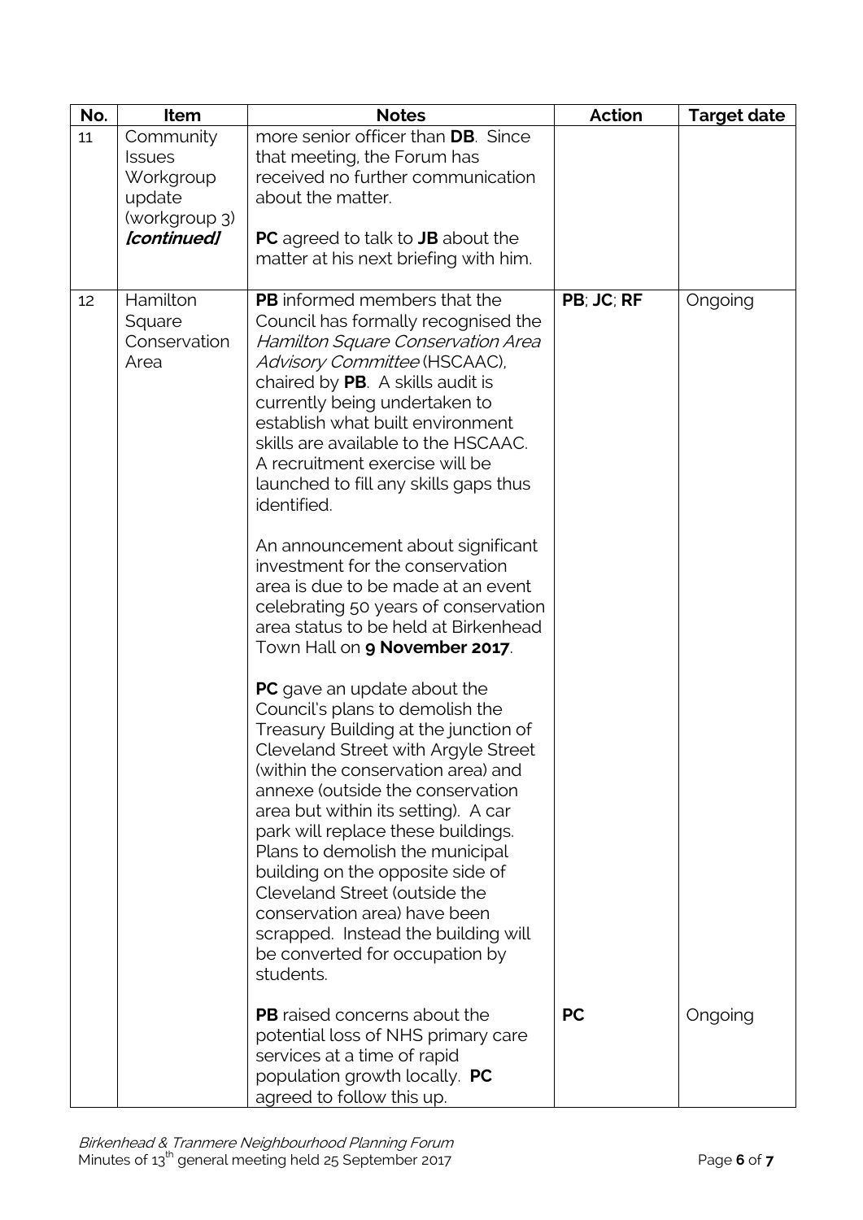| No. | Item | Notes | Action | Target date |
|---|---|---|---|---|
| 11 | Community Issues Workgroup update (workgroup 3) ***[continued]*** | more senior officer than **DB**. Since that meeting, the Forum has received no further communication about the matter.<br><br>**PC** agreed to talk to **JB** about the matter at his next briefing with him. | | |
| 12 | Hamilton Square Conservation Area | **PB** informed members that the Council has formally recognised the *Hamilton Square Conservation Area Advisory Committee* (HSCAAC), chaired by **PB**. A skills audit is currently being undertaken to establish what built environment skills are available to the HSCAAC. A recruitment exercise will be launched to fill any skills gaps thus identified.<br><br>An announcement about significant investment for the conservation area is due to be made at an event celebrating 50 years of conservation area status to be held at Birkenhead Town Hall on **9 November 2017**.<br><br>**PC** gave an update about the Council's plans to demolish the Treasury Building at the junction of Cleveland Street with Argyle Street (within the conservation area) and annexe (outside the conservation area but within its setting). A car park will replace these buildings. Plans to demolish the municipal building on the opposite side of Cleveland Street (outside the conservation area) have been scrapped. Instead the building will be converted for occupation by students. | **PB**; **JC**; **RF** | Ongoing |
| | | **PB** raised concerns about the potential loss of NHS primary care services at a time of rapid population growth locally. **PC** agreed to follow this up. | **PC** | Ongoing |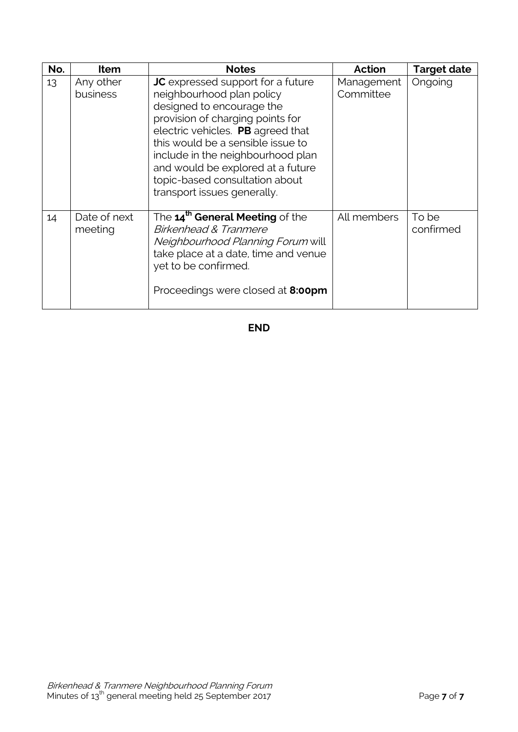| No. | Item | Notes | Action | Target date |
| --- | --- | --- | --- | --- |
| 13 | Any other business | **JC** expressed support for a future neighbourhood plan policy designed to encourage the provision of charging points for electric vehicles. **PB** agreed that this would be a sensible issue to include in the neighbourhood plan and would be explored at a future topic-based consultation about transport issues generally. | Management Committee | Ongoing |
| 14 | Date of next meeting | The **14th General Meeting** of the *Birkenhead & Tranmere Neighbourhood Planning Forum* will take place at a date, time and venue yet to be confirmed.<br><br>Proceedings were closed at **8:00pm** | All members | To be confirmed |

**END**